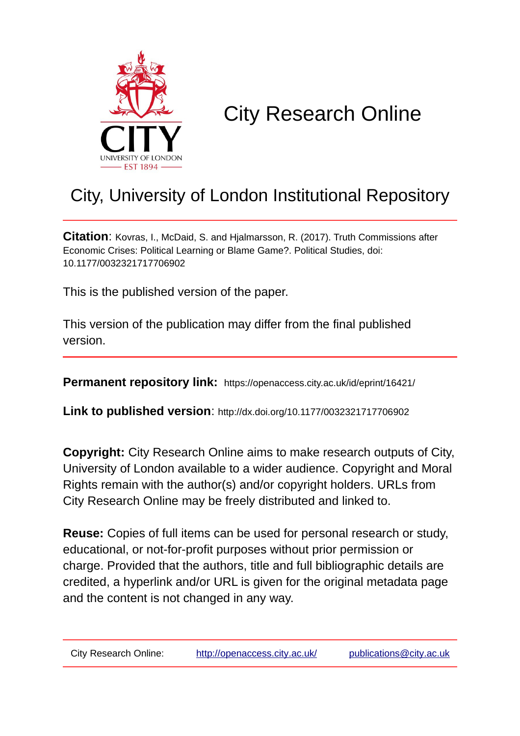CITY
UNIVERSITY OF LONDON
EST 1894

# City Research Online

## City, University of London Institutional Repository

**Citation**: Kovras, I., McDaid, S. and Hjalmarsson, R. (2017). Truth Commissions after Economic Crises: Political Learning or Blame Game?. Political Studies, doi: 10.1177/0032321717706902

This is the published version of the paper.

This version of the publication may differ from the final published version.

**Permanent repository link:** https://openaccess.city.ac.uk/id/eprint/16421/

**Link to published version**: http://dx.doi.org/10.1177/0032321717706902

**Copyright:** City Research Online aims to make research outputs of City, University of London available to a wider audience. Copyright and Moral Rights remain with the author(s) and/or copyright holders. URLs from City Research Online may be freely distributed and linked to.

**Reuse:** Copies of full items can be used for personal research or study, educational, or not-for-profit purposes without prior permission or charge. Provided that the authors, title and full bibliographic details are credited, a hyperlink and/or URL is given for the original metadata page and the content is not changed in any way.

City Research Online: http://openaccess.city.ac.uk/ publications@city.ac.uk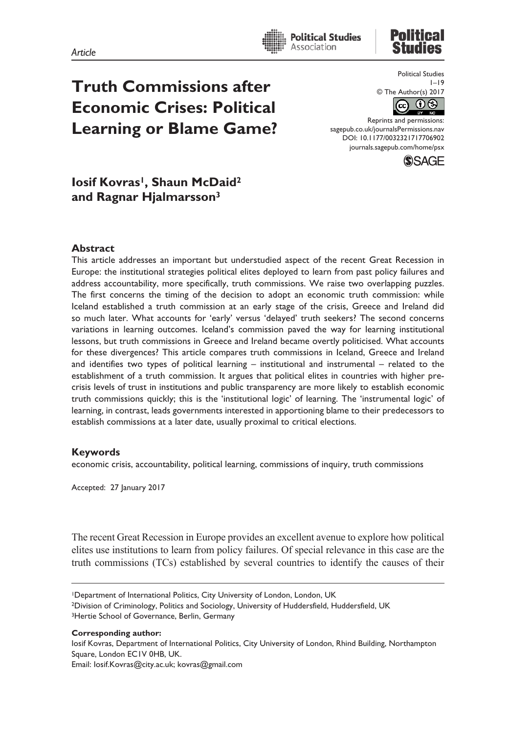*Article*

# Truth Commissions after Economic Crises: Political Learning or Blame Game?

**Iosif Kovras[1], Shaun McDaid[2] and Ragnar Hjalmarsson[3]**

### Abstract

This article addresses an important but understudied aspect of the recent Great Recession in Europe: the institutional strategies political elites deployed to learn from past policy failures and address accountability, more specifically, truth commissions. We raise two overlapping puzzles. The first concerns the timing of the decision to adopt an economic truth commission: while Iceland established a truth commission at an early stage of the crisis, Greece and Ireland did so much later. What accounts for 'early' versus 'delayed' truth seekers? The second concerns variations in learning outcomes. Iceland's commission paved the way for learning institutional lessons, but truth commissions in Greece and Ireland became overtly politicised. What accounts for these divergences? This article compares truth commissions in Iceland, Greece and Ireland and identifies two types of political learning – institutional and instrumental – related to the establishment of a truth commission. It argues that political elites in countries with higher pre-crisis levels of trust in institutions and public transparency are more likely to establish economic truth commissions quickly; this is the 'institutional logic' of learning. The 'instrumental logic' of learning, in contrast, leads governments interested in apportioning blame to their predecessors to establish commissions at a later date, usually proximal to critical elections.

### Keywords

economic crisis, accountability, political learning, commissions of inquiry, truth commissions

Accepted: 27 January 2017

The recent Great Recession in Europe provides an excellent avenue to explore how political elites use institutions to learn from policy failures. Of special relevance in this case are the truth commissions (TCs) established by several countries to identify the causes of their

---

[1]Department of International Politics, City University of London, London, UK
[2]Division of Criminology, Politics and Sociology, University of Huddersfield, Huddersfield, UK
[3]Hertie School of Governance, Berlin, Germany

**Corresponding author:**
Iosif Kovras, Department of International Politics, City University of London, Rhind Building, Northampton Square, London EC1V 0HB, UK.
Email: Iosif.Kovras@city.ac.uk; kovras@gmail.com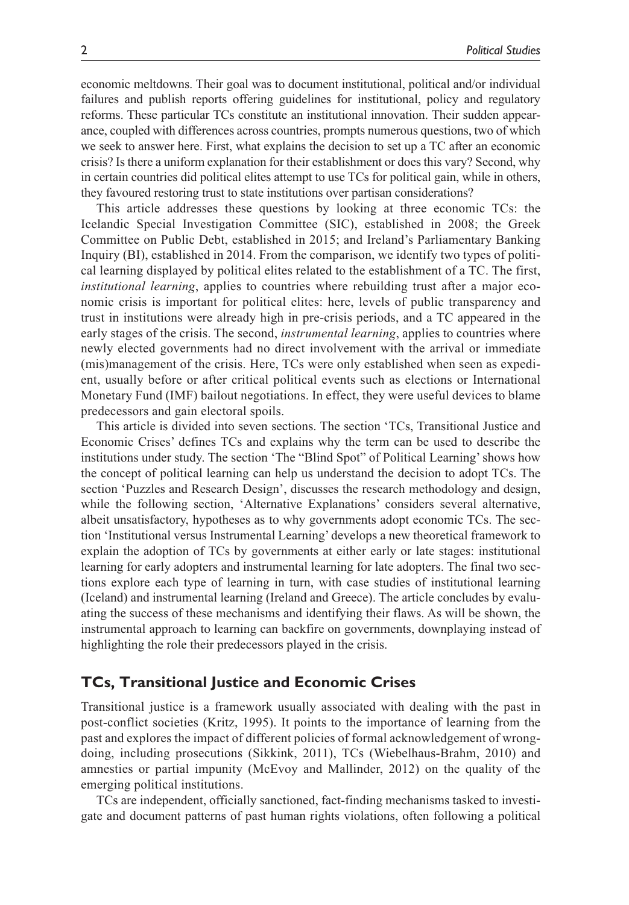economic meltdowns. Their goal was to document institutional, political and/or individual failures and publish reports offering guidelines for institutional, policy and regulatory reforms. These particular TCs constitute an institutional innovation. Their sudden appearance, coupled with differences across countries, prompts numerous questions, two of which we seek to answer here. First, what explains the decision to set up a TC after an economic crisis? Is there a uniform explanation for their establishment or does this vary? Second, why in certain countries did political elites attempt to use TCs for political gain, while in others, they favoured restoring trust to state institutions over partisan considerations?

This article addresses these questions by looking at three economic TCs: the Icelandic Special Investigation Committee (SIC), established in 2008; the Greek Committee on Public Debt, established in 2015; and Ireland's Parliamentary Banking Inquiry (BI), established in 2014. From the comparison, we identify two types of political learning displayed by political elites related to the establishment of a TC. The first, *institutional learning*, applies to countries where rebuilding trust after a major economic crisis is important for political elites: here, levels of public transparency and trust in institutions were already high in pre-crisis periods, and a TC appeared in the early stages of the crisis. The second, *instrumental learning*, applies to countries where newly elected governments had no direct involvement with the arrival or immediate (mis)management of the crisis. Here, TCs were only established when seen as expedient, usually before or after critical political events such as elections or International Monetary Fund (IMF) bailout negotiations. In effect, they were useful devices to blame predecessors and gain electoral spoils.

This article is divided into seven sections. The section 'TCs, Transitional Justice and Economic Crises' defines TCs and explains why the term can be used to describe the institutions under study. The section 'The "Blind Spot" of Political Learning' shows how the concept of political learning can help us understand the decision to adopt TCs. The section 'Puzzles and Research Design', discusses the research methodology and design, while the following section, 'Alternative Explanations' considers several alternative, albeit unsatisfactory, hypotheses as to why governments adopt economic TCs. The section 'Institutional versus Instrumental Learning' develops a new theoretical framework to explain the adoption of TCs by governments at either early or late stages: institutional learning for early adopters and instrumental learning for late adopters. The final two sections explore each type of learning in turn, with case studies of institutional learning (Iceland) and instrumental learning (Ireland and Greece). The article concludes by evaluating the success of these mechanisms and identifying their flaws. As will be shown, the instrumental approach to learning can backfire on governments, downplaying instead of highlighting the role their predecessors played in the crisis.

## TCs, Transitional Justice and Economic Crises

Transitional justice is a framework usually associated with dealing with the past in post-conflict societies (Kritz, 1995). It points to the importance of learning from the past and explores the impact of different policies of formal acknowledgement of wrongdoing, including prosecutions (Sikkink, 2011), TCs (Wiebelhaus-Brahm, 2010) and amnesties or partial impunity (McEvoy and Mallinder, 2012) on the quality of the emerging political institutions.

TCs are independent, officially sanctioned, fact-finding mechanisms tasked to investigate and document patterns of past human rights violations, often following a political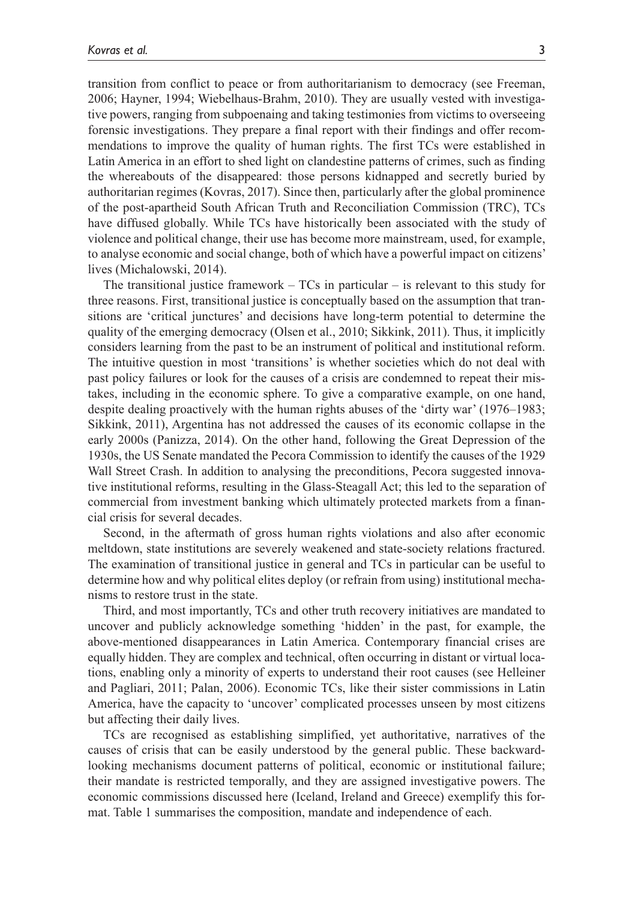transition from conflict to peace or from authoritarianism to democracy (see Freeman, 2006; Hayner, 1994; Wiebelhaus-Brahm, 2010). They are usually vested with investigative powers, ranging from subpoenaing and taking testimonies from victims to overseeing forensic investigations. They prepare a final report with their findings and offer recommendations to improve the quality of human rights. The first TCs were established in Latin America in an effort to shed light on clandestine patterns of crimes, such as finding the whereabouts of the disappeared: those persons kidnapped and secretly buried by authoritarian regimes (Kovras, 2017). Since then, particularly after the global prominence of the post-apartheid South African Truth and Reconciliation Commission (TRC), TCs have diffused globally. While TCs have historically been associated with the study of violence and political change, their use has become more mainstream, used, for example, to analyse economic and social change, both of which have a powerful impact on citizens' lives (Michalowski, 2014).

The transitional justice framework – TCs in particular – is relevant to this study for three reasons. First, transitional justice is conceptually based on the assumption that transitions are 'critical junctures' and decisions have long-term potential to determine the quality of the emerging democracy (Olsen et al., 2010; Sikkink, 2011). Thus, it implicitly considers learning from the past to be an instrument of political and institutional reform. The intuitive question in most 'transitions' is whether societies which do not deal with past policy failures or look for the causes of a crisis are condemned to repeat their mistakes, including in the economic sphere. To give a comparative example, on one hand, despite dealing proactively with the human rights abuses of the 'dirty war' (1976–1983; Sikkink, 2011), Argentina has not addressed the causes of its economic collapse in the early 2000s (Panizza, 2014). On the other hand, following the Great Depression of the 1930s, the US Senate mandated the Pecora Commission to identify the causes of the 1929 Wall Street Crash. In addition to analysing the preconditions, Pecora suggested innovative institutional reforms, resulting in the Glass-Steagall Act; this led to the separation of commercial from investment banking which ultimately protected markets from a financial crisis for several decades.

Second, in the aftermath of gross human rights violations and also after economic meltdown, state institutions are severely weakened and state-society relations fractured. The examination of transitional justice in general and TCs in particular can be useful to determine how and why political elites deploy (or refrain from using) institutional mechanisms to restore trust in the state.

Third, and most importantly, TCs and other truth recovery initiatives are mandated to uncover and publicly acknowledge something 'hidden' in the past, for example, the above-mentioned disappearances in Latin America. Contemporary financial crises are equally hidden. They are complex and technical, often occurring in distant or virtual locations, enabling only a minority of experts to understand their root causes (see Helleiner and Pagliari, 2011; Palan, 2006). Economic TCs, like their sister commissions in Latin America, have the capacity to 'uncover' complicated processes unseen by most citizens but affecting their daily lives.

TCs are recognised as establishing simplified, yet authoritative, narratives of the causes of crisis that can be easily understood by the general public. These backward-looking mechanisms document patterns of political, economic or institutional failure; their mandate is restricted temporally, and they are assigned investigative powers. The economic commissions discussed here (Iceland, Ireland and Greece) exemplify this format. Table 1 summarises the composition, mandate and independence of each.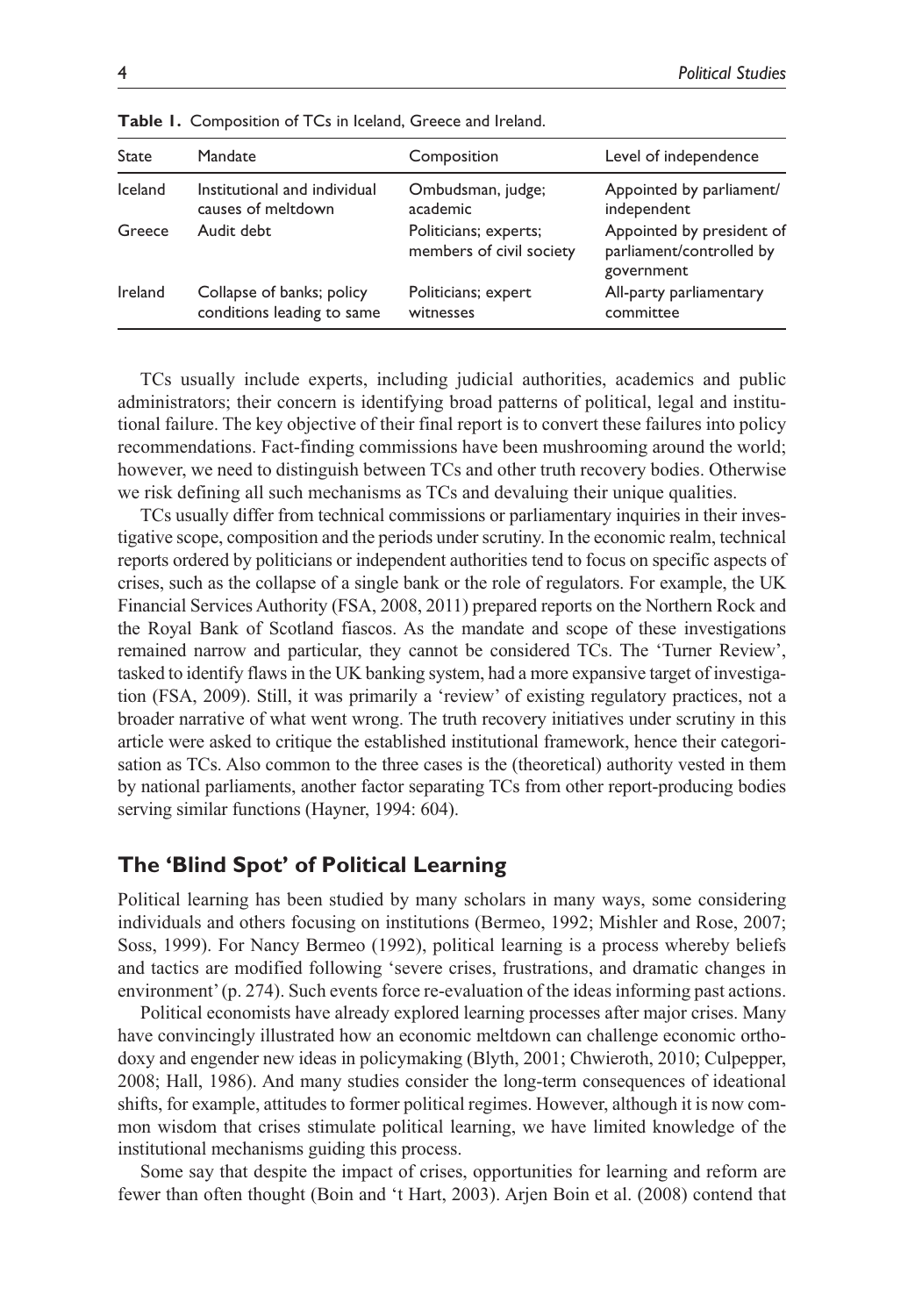**Table 1.** Composition of TCs in Iceland, Greece and Ireland.

| State | Mandate | Composition | Level of independence |
|---|---|---|---|
| Iceland | Institutional and individual causes of meltdown | Ombudsman, judge; academic | Appointed by parliament/ independent |
| Greece | Audit debt | Politicians; experts; members of civil society | Appointed by president of parliament/controlled by government |
| Ireland | Collapse of banks; policy conditions leading to same | Politicians; expert witnesses | All-party parliamentary committee |

TCs usually include experts, including judicial authorities, academics and public administrators; their concern is identifying broad patterns of political, legal and institutional failure. The key objective of their final report is to convert these failures into policy recommendations. Fact-finding commissions have been mushrooming around the world; however, we need to distinguish between TCs and other truth recovery bodies. Otherwise we risk defining all such mechanisms as TCs and devaluing their unique qualities.

TCs usually differ from technical commissions or parliamentary inquiries in their investigative scope, composition and the periods under scrutiny. In the economic realm, technical reports ordered by politicians or independent authorities tend to focus on specific aspects of crises, such as the collapse of a single bank or the role of regulators. For example, the UK Financial Services Authority (FSA, 2008, 2011) prepared reports on the Northern Rock and the Royal Bank of Scotland fiascos. As the mandate and scope of these investigations remained narrow and particular, they cannot be considered TCs. The 'Turner Review', tasked to identify flaws in the UK banking system, had a more expansive target of investigation (FSA, 2009). Still, it was primarily a 'review' of existing regulatory practices, not a broader narrative of what went wrong. The truth recovery initiatives under scrutiny in this article were asked to critique the established institutional framework, hence their categorisation as TCs. Also common to the three cases is the (theoretical) authority vested in them by national parliaments, another factor separating TCs from other report-producing bodies serving similar functions (Hayner, 1994: 604).

## The 'Blind Spot' of Political Learning

Political learning has been studied by many scholars in many ways, some considering individuals and others focusing on institutions (Bermeo, 1992; Mishler and Rose, 2007; Soss, 1999). For Nancy Bermeo (1992), political learning is a process whereby beliefs and tactics are modified following 'severe crises, frustrations, and dramatic changes in environment' (p. 274). Such events force re-evaluation of the ideas informing past actions.

Political economists have already explored learning processes after major crises. Many have convincingly illustrated how an economic meltdown can challenge economic orthodoxy and engender new ideas in policymaking (Blyth, 2001; Chwieroth, 2010; Culpepper, 2008; Hall, 1986). And many studies consider the long-term consequences of ideational shifts, for example, attitudes to former political regimes. However, although it is now common wisdom that crises stimulate political learning, we have limited knowledge of the institutional mechanisms guiding this process.

Some say that despite the impact of crises, opportunities for learning and reform are fewer than often thought (Boin and 't Hart, 2003). Arjen Boin et al. (2008) contend that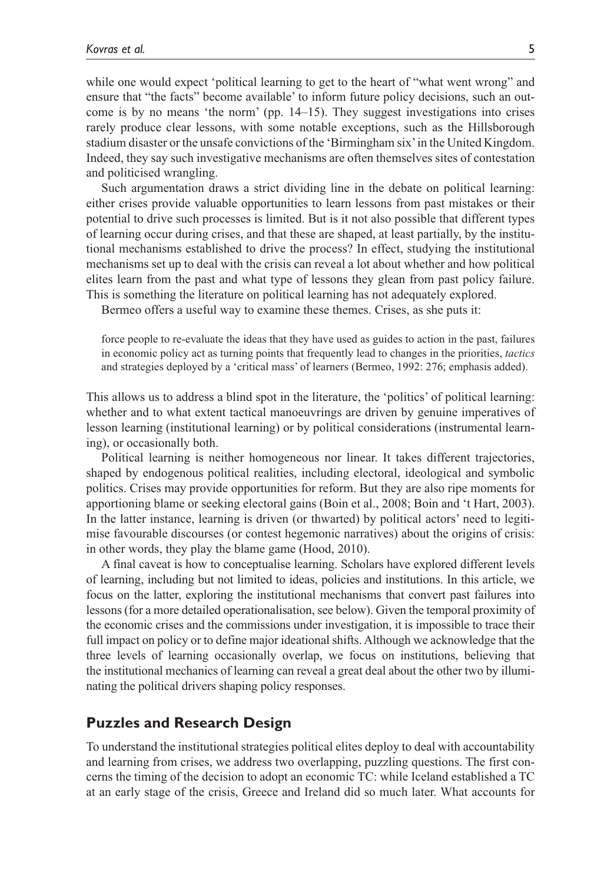while one would expect 'political learning to get to the heart of "what went wrong" and ensure that "the facts" become available' to inform future policy decisions, such an outcome is by no means 'the norm' (pp. 14–15). They suggest investigations into crises rarely produce clear lessons, with some notable exceptions, such as the Hillsborough stadium disaster or the unsafe convictions of the 'Birmingham six' in the United Kingdom. Indeed, they say such investigative mechanisms are often themselves sites of contestation and politicised wrangling.

Such argumentation draws a strict dividing line in the debate on political learning: either crises provide valuable opportunities to learn lessons from past mistakes or their potential to drive such processes is limited. But is it not also possible that different types of learning occur during crises, and that these are shaped, at least partially, by the institutional mechanisms established to drive the process? In effect, studying the institutional mechanisms set up to deal with the crisis can reveal a lot about whether and how political elites learn from the past and what type of lessons they glean from past policy failure. This is something the literature on political learning has not adequately explored.

Bermeo offers a useful way to examine these themes. Crises, as she puts it:

> force people to re-evaluate the ideas that they have used as guides to action in the past, failures in economic policy act as turning points that frequently lead to changes in the priorities, *tactics* and strategies deployed by a 'critical mass' of learners (Bermeo, 1992: 276; emphasis added).

This allows us to address a blind spot in the literature, the 'politics' of political learning: whether and to what extent tactical manoeuvrings are driven by genuine imperatives of lesson learning (institutional learning) or by political considerations (instrumental learning), or occasionally both.

Political learning is neither homogeneous nor linear. It takes different trajectories, shaped by endogenous political realities, including electoral, ideological and symbolic politics. Crises may provide opportunities for reform. But they are also ripe moments for apportioning blame or seeking electoral gains (Boin et al., 2008; Boin and 't Hart, 2003). In the latter instance, learning is driven (or thwarted) by political actors' need to legitimise favourable discourses (or contest hegemonic narratives) about the origins of crisis: in other words, they play the blame game (Hood, 2010).

A final caveat is how to conceptualise learning. Scholars have explored different levels of learning, including but not limited to ideas, policies and institutions. In this article, we focus on the latter, exploring the institutional mechanisms that convert past failures into lessons (for a more detailed operationalisation, see below). Given the temporal proximity of the economic crises and the commissions under investigation, it is impossible to trace their full impact on policy or to define major ideational shifts. Although we acknowledge that the three levels of learning occasionally overlap, we focus on institutions, believing that the institutional mechanics of learning can reveal a great deal about the other two by illuminating the political drivers shaping policy responses.

## Puzzles and Research Design

To understand the institutional strategies political elites deploy to deal with accountability and learning from crises, we address two overlapping, puzzling questions. The first concerns the timing of the decision to adopt an economic TC: while Iceland established a TC at an early stage of the crisis, Greece and Ireland did so much later. What accounts for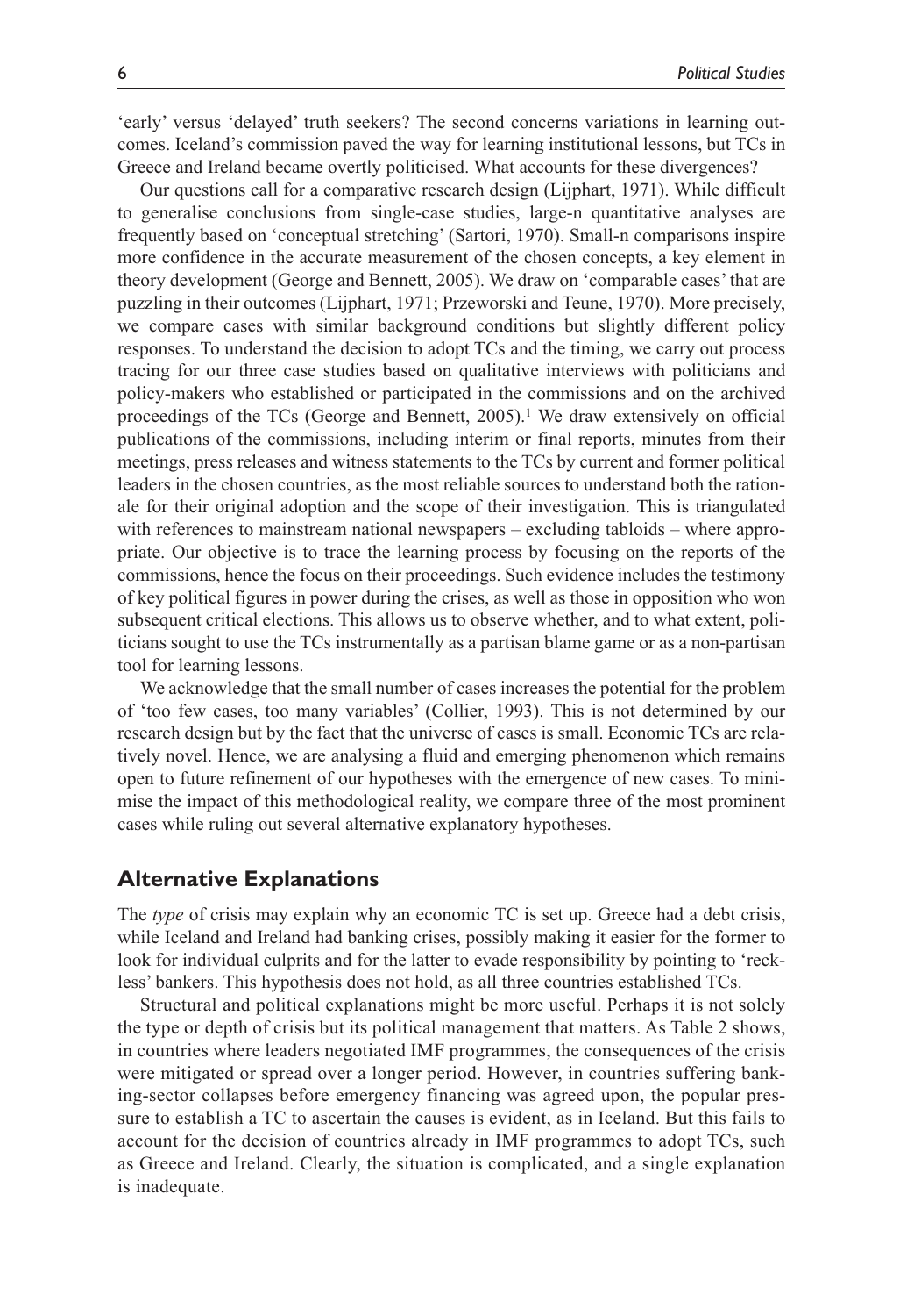'early' versus 'delayed' truth seekers? The second concerns variations in learning outcomes. Iceland's commission paved the way for learning institutional lessons, but TCs in Greece and Ireland became overtly politicised. What accounts for these divergences?

Our questions call for a comparative research design (Lijphart, 1971). While difficult to generalise conclusions from single-case studies, large-n quantitative analyses are frequently based on 'conceptual stretching' (Sartori, 1970). Small-n comparisons inspire more confidence in the accurate measurement of the chosen concepts, a key element in theory development (George and Bennett, 2005). We draw on 'comparable cases' that are puzzling in their outcomes (Lijphart, 1971; Przeworski and Teune, 1970). More precisely, we compare cases with similar background conditions but slightly different policy responses. To understand the decision to adopt TCs and the timing, we carry out process tracing for our three case studies based on qualitative interviews with politicians and policy-makers who established or participated in the commissions and on the archived proceedings of the TCs (George and Bennett, 2005).[1] We draw extensively on official publications of the commissions, including interim or final reports, minutes from their meetings, press releases and witness statements to the TCs by current and former political leaders in the chosen countries, as the most reliable sources to understand both the rationale for their original adoption and the scope of their investigation. This is triangulated with references to mainstream national newspapers – excluding tabloids – where appropriate. Our objective is to trace the learning process by focusing on the reports of the commissions, hence the focus on their proceedings. Such evidence includes the testimony of key political figures in power during the crises, as well as those in opposition who won subsequent critical elections. This allows us to observe whether, and to what extent, politicians sought to use the TCs instrumentally as a partisan blame game or as a non-partisan tool for learning lessons.

We acknowledge that the small number of cases increases the potential for the problem of 'too few cases, too many variables' (Collier, 1993). This is not determined by our research design but by the fact that the universe of cases is small. Economic TCs are relatively novel. Hence, we are analysing a fluid and emerging phenomenon which remains open to future refinement of our hypotheses with the emergence of new cases. To minimise the impact of this methodological reality, we compare three of the most prominent cases while ruling out several alternative explanatory hypotheses.

## Alternative Explanations

The *type* of crisis may explain why an economic TC is set up. Greece had a debt crisis, while Iceland and Ireland had banking crises, possibly making it easier for the former to look for individual culprits and for the latter to evade responsibility by pointing to 'reckless' bankers. This hypothesis does not hold, as all three countries established TCs.

Structural and political explanations might be more useful. Perhaps it is not solely the type or depth of crisis but its political management that matters. As Table 2 shows, in countries where leaders negotiated IMF programmes, the consequences of the crisis were mitigated or spread over a longer period. However, in countries suffering banking-sector collapses before emergency financing was agreed upon, the popular pressure to establish a TC to ascertain the causes is evident, as in Iceland. But this fails to account for the decision of countries already in IMF programmes to adopt TCs, such as Greece and Ireland. Clearly, the situation is complicated, and a single explanation is inadequate.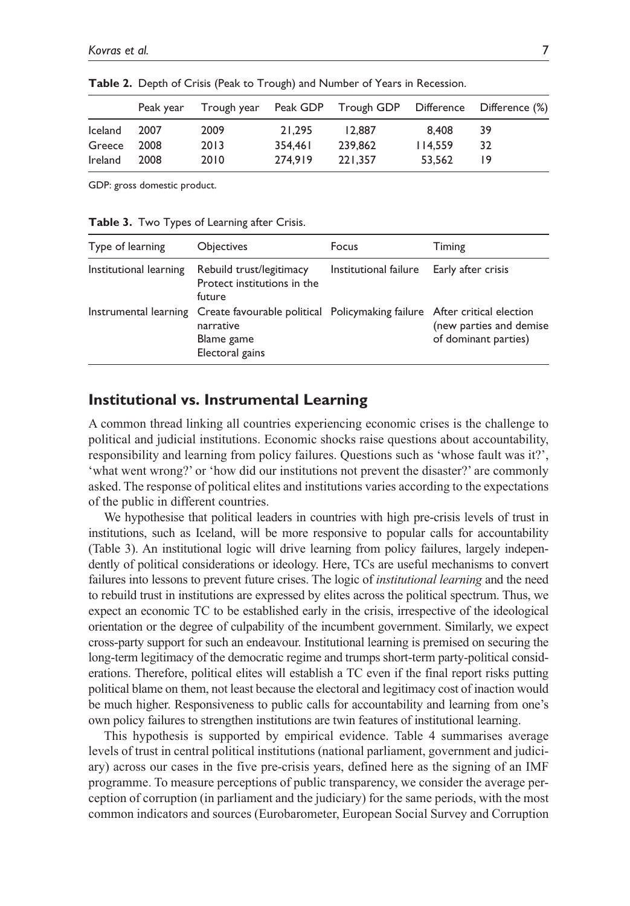**Table 2.** Depth of Crisis (Peak to Trough) and Number of Years in Recession.

| | Peak year | Trough year | Peak GDP | Trough GDP | Difference | Difference (%) |
|---|---|---|---|---|---|---|
| Iceland | 2007 | 2009 | 21,295 | 12,887 | 8,408 | 39 |
| Greece | 2008 | 2013 | 354,461 | 239,862 | 114,559 | 32 |
| Ireland | 2008 | 2010 | 274,919 | 221,357 | 53,562 | 19 |

GDP: gross domestic product.

**Table 3.** Two Types of Learning after Crisis.

| Type of learning | Objectives | Focus | Timing |
|---|---|---|---|
| Institutional learning | Rebuild trust/legitimacy<br>Protect institutions in the future | Institutional failure | Early after crisis |
| Instrumental learning | Create favourable political narrative<br>Blame game<br>Electoral gains | Policymaking failure | After critical election (new parties and demise of dominant parties) |

## Institutional vs. Instrumental Learning

A common thread linking all countries experiencing economic crises is the challenge to political and judicial institutions. Economic shocks raise questions about accountability, responsibility and learning from policy failures. Questions such as 'whose fault was it?', 'what went wrong?' or 'how did our institutions not prevent the disaster?' are commonly asked. The response of political elites and institutions varies according to the expectations of the public in different countries.

We hypothesise that political leaders in countries with high pre-crisis levels of trust in institutions, such as Iceland, will be more responsive to popular calls for accountability (Table 3). An institutional logic will drive learning from policy failures, largely independently of political considerations or ideology. Here, TCs are useful mechanisms to convert failures into lessons to prevent future crises. The logic of *institutional learning* and the need to rebuild trust in institutions are expressed by elites across the political spectrum. Thus, we expect an economic TC to be established early in the crisis, irrespective of the ideological orientation or the degree of culpability of the incumbent government. Similarly, we expect cross-party support for such an endeavour. Institutional learning is premised on securing the long-term legitimacy of the democratic regime and trumps short-term party-political considerations. Therefore, political elites will establish a TC even if the final report risks putting political blame on them, not least because the electoral and legitimacy cost of inaction would be much higher. Responsiveness to public calls for accountability and learning from one's own policy failures to strengthen institutions are twin features of institutional learning.

This hypothesis is supported by empirical evidence. Table 4 summarises average levels of trust in central political institutions (national parliament, government and judiciary) across our cases in the five pre-crisis years, defined here as the signing of an IMF programme. To measure perceptions of public transparency, we consider the average perception of corruption (in parliament and the judiciary) for the same periods, with the most common indicators and sources (Eurobarometer, European Social Survey and Corruption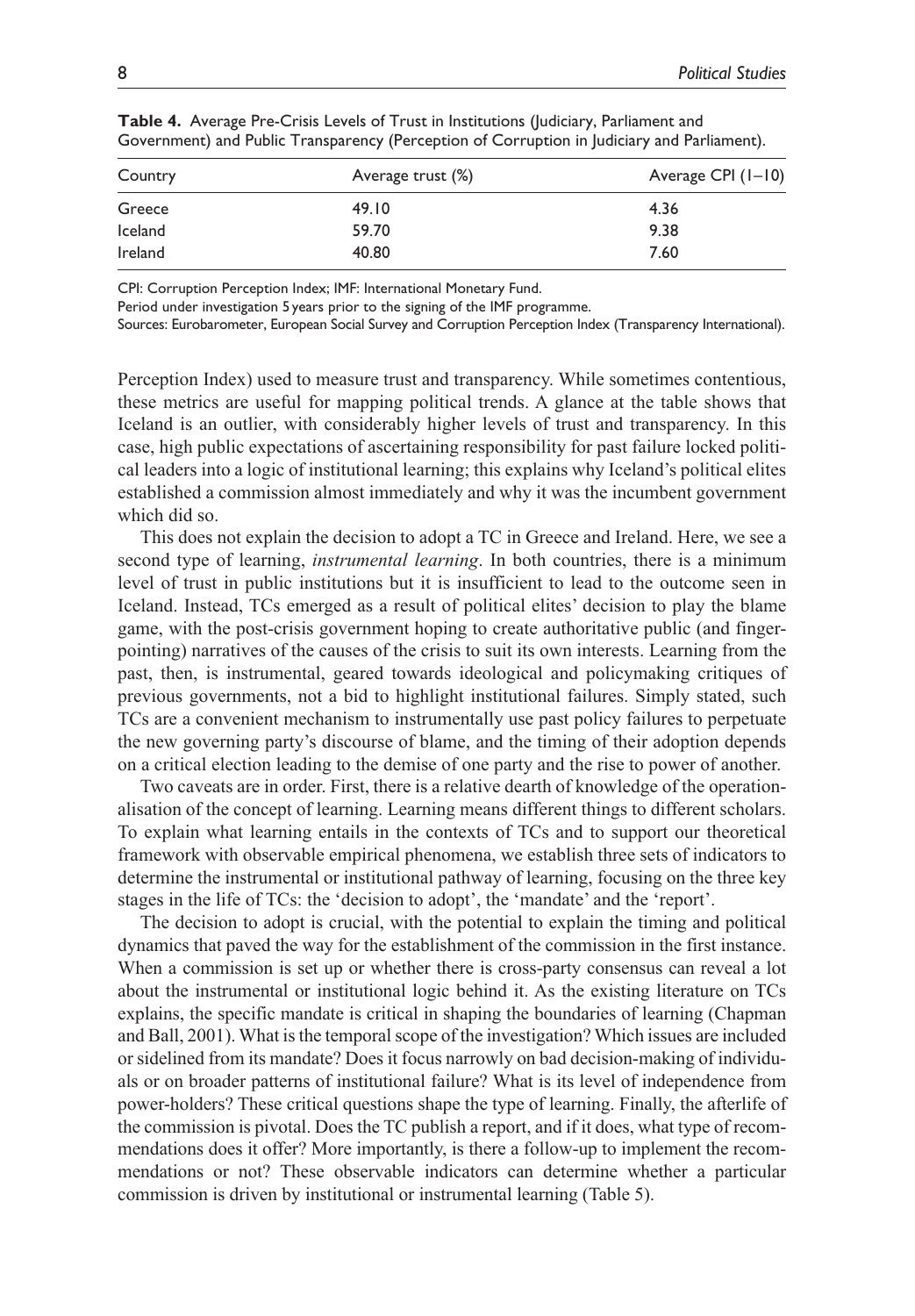**Table 4.** Average Pre-Crisis Levels of Trust in Institutions (Judiciary, Parliament and Government) and Public Transparency (Perception of Corruption in Judiciary and Parliament).

| Country | Average trust (%) | Average CPI (1–10) |
|---|---|---|
| Greece | 49.10 | 4.36 |
| Iceland | 59.70 | 9.38 |
| Ireland | 40.80 | 7.60 |

CPI: Corruption Perception Index; IMF: International Monetary Fund.

Period under investigation 5 years prior to the signing of the IMF programme.

Sources: Eurobarometer, European Social Survey and Corruption Perception Index (Transparency International).

Perception Index) used to measure trust and transparency. While sometimes contentious, these metrics are useful for mapping political trends. A glance at the table shows that Iceland is an outlier, with considerably higher levels of trust and transparency. In this case, high public expectations of ascertaining responsibility for past failure locked political leaders into a logic of institutional learning; this explains why Iceland's political elites established a commission almost immediately and why it was the incumbent government which did so.

This does not explain the decision to adopt a TC in Greece and Ireland. Here, we see a second type of learning, *instrumental learning*. In both countries, there is a minimum level of trust in public institutions but it is insufficient to lead to the outcome seen in Iceland. Instead, TCs emerged as a result of political elites' decision to play the blame game, with the post-crisis government hoping to create authoritative public (and finger-pointing) narratives of the causes of the crisis to suit its own interests. Learning from the past, then, is instrumental, geared towards ideological and policymaking critiques of previous governments, not a bid to highlight institutional failures. Simply stated, such TCs are a convenient mechanism to instrumentally use past policy failures to perpetuate the new governing party's discourse of blame, and the timing of their adoption depends on a critical election leading to the demise of one party and the rise to power of another.

Two caveats are in order. First, there is a relative dearth of knowledge of the operationalisation of the concept of learning. Learning means different things to different scholars. To explain what learning entails in the contexts of TCs and to support our theoretical framework with observable empirical phenomena, we establish three sets of indicators to determine the instrumental or institutional pathway of learning, focusing on the three key stages in the life of TCs: the 'decision to adopt', the 'mandate' and the 'report'.

The decision to adopt is crucial, with the potential to explain the timing and political dynamics that paved the way for the establishment of the commission in the first instance. When a commission is set up or whether there is cross-party consensus can reveal a lot about the instrumental or institutional logic behind it. As the existing literature on TCs explains, the specific mandate is critical in shaping the boundaries of learning (Chapman and Ball, 2001). What is the temporal scope of the investigation? Which issues are included or sidelined from its mandate? Does it focus narrowly on bad decision-making of individuals or on broader patterns of institutional failure? What is its level of independence from power-holders? These critical questions shape the type of learning. Finally, the afterlife of the commission is pivotal. Does the TC publish a report, and if it does, what type of recommendations does it offer? More importantly, is there a follow-up to implement the recommendations or not? These observable indicators can determine whether a particular commission is driven by institutional or instrumental learning (Table 5).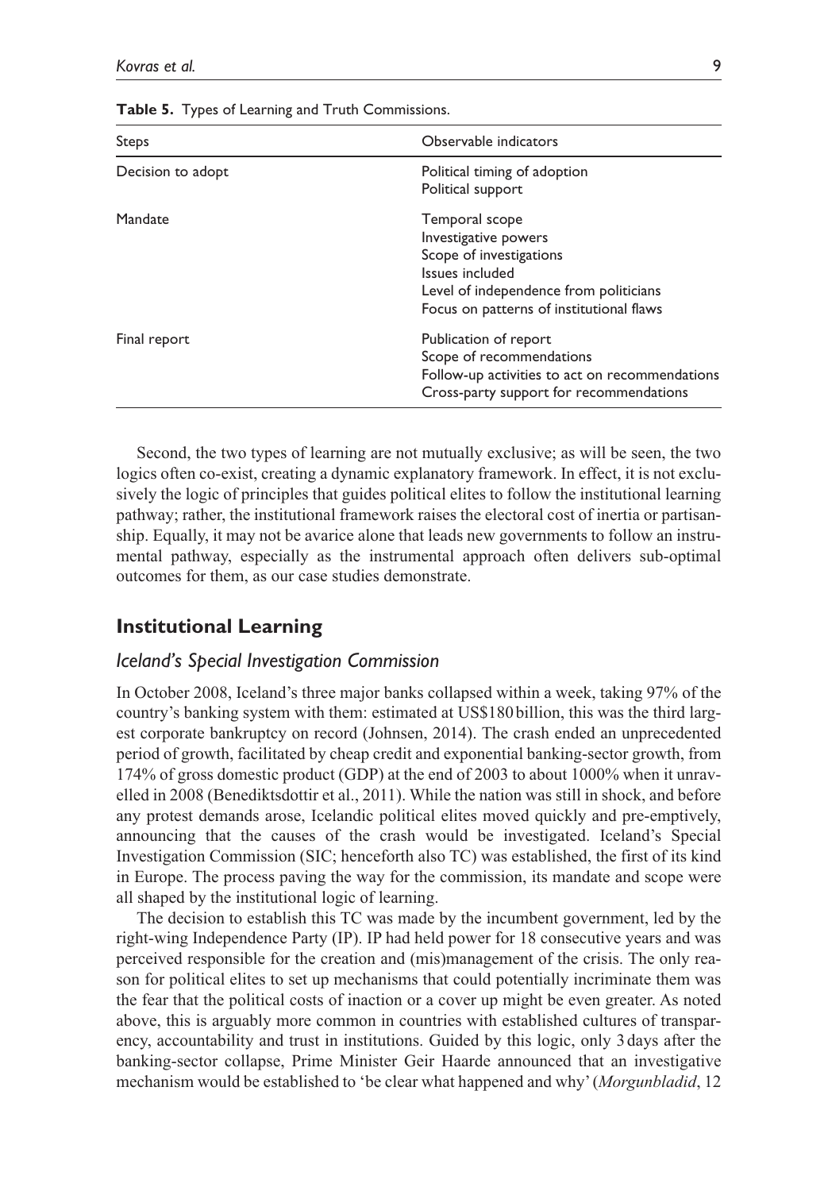**Table 5.** Types of Learning and Truth Commissions.

| Steps | Observable indicators |
|---|---|
| Decision to adopt | Political timing of adoption<br>Political support |
| Mandate | Temporal scope<br>Investigative powers<br>Scope of investigations<br>Issues included<br>Level of independence from politicians<br>Focus on patterns of institutional flaws |
| Final report | Publication of report<br>Scope of recommendations<br>Follow-up activities to act on recommendations<br>Cross-party support for recommendations |

Second, the two types of learning are not mutually exclusive; as will be seen, the two logics often co-exist, creating a dynamic explanatory framework. In effect, it is not exclusively the logic of principles that guides political elites to follow the institutional learning pathway; rather, the institutional framework raises the electoral cost of inertia or partisanship. Equally, it may not be avarice alone that leads new governments to follow an instrumental pathway, especially as the instrumental approach often delivers sub-optimal outcomes for them, as our case studies demonstrate.

## Institutional Learning

### *Iceland's Special Investigation Commission*

In October 2008, Iceland's three major banks collapsed within a week, taking 97% of the country's banking system with them: estimated at US$180 billion, this was the third largest corporate bankruptcy on record (Johnsen, 2014). The crash ended an unprecedented period of growth, facilitated by cheap credit and exponential banking-sector growth, from 174% of gross domestic product (GDP) at the end of 2003 to about 1000% when it unravelled in 2008 (Benediktsdottir et al., 2011). While the nation was still in shock, and before any protest demands arose, Icelandic political elites moved quickly and pre-emptively, announcing that the causes of the crash would be investigated. Iceland's Special Investigation Commission (SIC; henceforth also TC) was established, the first of its kind in Europe. The process paving the way for the commission, its mandate and scope were all shaped by the institutional logic of learning.

The decision to establish this TC was made by the incumbent government, led by the right-wing Independence Party (IP). IP had held power for 18 consecutive years and was perceived responsible for the creation and (mis)management of the crisis. The only reason for political elites to set up mechanisms that could potentially incriminate them was the fear that the political costs of inaction or a cover up might be even greater. As noted above, this is arguably more common in countries with established cultures of transparency, accountability and trust in institutions. Guided by this logic, only 3 days after the banking-sector collapse, Prime Minister Geir Haarde announced that an investigative mechanism would be established to 'be clear what happened and why' (*Morgunbladid*, 12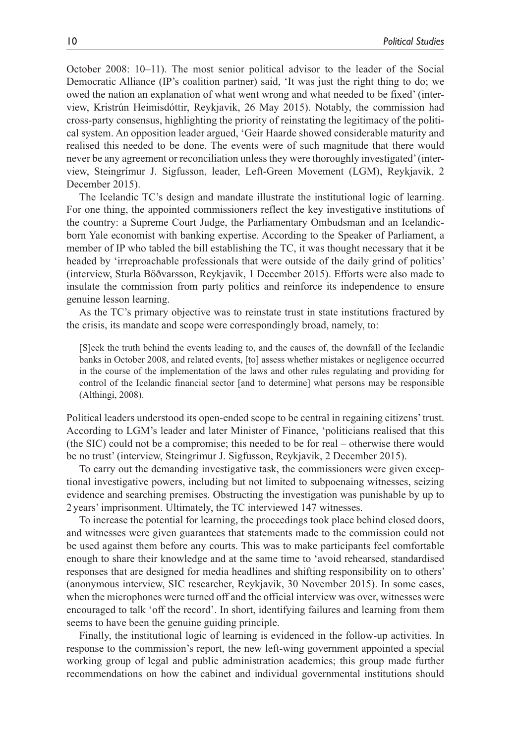October 2008: 10–11). The most senior political advisor to the leader of the Social Democratic Alliance (IP's coalition partner) said, 'It was just the right thing to do; we owed the nation an explanation of what went wrong and what needed to be fixed' (interview, Kristrún Heimisdóttir, Reykjavik, 26 May 2015). Notably, the commission had cross-party consensus, highlighting the priority of reinstating the legitimacy of the political system. An opposition leader argued, 'Geir Haarde showed considerable maturity and realised this needed to be done. The events were of such magnitude that there would never be any agreement or reconciliation unless they were thoroughly investigated' (interview, Steingrímur J. Sigfusson, leader, Left-Green Movement (LGM), Reykjavik, 2 December 2015).

The Icelandic TC's design and mandate illustrate the institutional logic of learning. For one thing, the appointed commissioners reflect the key investigative institutions of the country: a Supreme Court Judge, the Parliamentary Ombudsman and an Icelandic-born Yale economist with banking expertise. According to the Speaker of Parliament, a member of IP who tabled the bill establishing the TC, it was thought necessary that it be headed by 'irreproachable professionals that were outside of the daily grind of politics' (interview, Sturla Böðvarsson, Reykjavik, 1 December 2015). Efforts were also made to insulate the commission from party politics and reinforce its independence to ensure genuine lesson learning.

As the TC's primary objective was to reinstate trust in state institutions fractured by the crisis, its mandate and scope were correspondingly broad, namely, to:

> [S]eek the truth behind the events leading to, and the causes of, the downfall of the Icelandic banks in October 2008, and related events, [to] assess whether mistakes or negligence occurred in the course of the implementation of the laws and other rules regulating and providing for control of the Icelandic financial sector [and to determine] what persons may be responsible (Althingi, 2008).

Political leaders understood its open-ended scope to be central in regaining citizens' trust. According to LGM's leader and later Minister of Finance, 'politicians realised that this (the SIC) could not be a compromise; this needed to be for real – otherwise there would be no trust' (interview, Steingrimur J. Sigfusson, Reykjavik, 2 December 2015).

To carry out the demanding investigative task, the commissioners were given exceptional investigative powers, including but not limited to subpoenaing witnesses, seizing evidence and searching premises. Obstructing the investigation was punishable by up to 2 years' imprisonment. Ultimately, the TC interviewed 147 witnesses.

To increase the potential for learning, the proceedings took place behind closed doors, and witnesses were given guarantees that statements made to the commission could not be used against them before any courts. This was to make participants feel comfortable enough to share their knowledge and at the same time to 'avoid rehearsed, standardised responses that are designed for media headlines and shifting responsibility on to others' (anonymous interview, SIC researcher, Reykjavik, 30 November 2015). In some cases, when the microphones were turned off and the official interview was over, witnesses were encouraged to talk 'off the record'. In short, identifying failures and learning from them seems to have been the genuine guiding principle.

Finally, the institutional logic of learning is evidenced in the follow-up activities. In response to the commission's report, the new left-wing government appointed a special working group of legal and public administration academics; this group made further recommendations on how the cabinet and individual governmental institutions should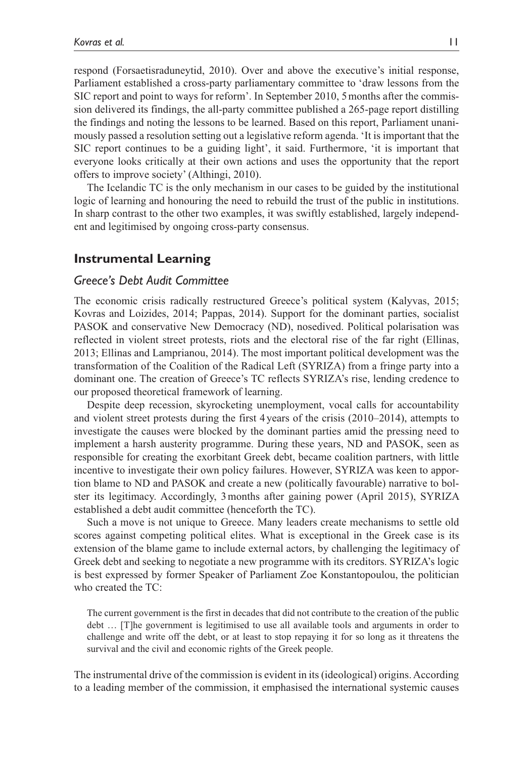respond (Forsaetisraduneytid, 2010). Over and above the executive's initial response, Parliament established a cross-party parliamentary committee to 'draw lessons from the SIC report and point to ways for reform'. In September 2010, 5 months after the commission delivered its findings, the all-party committee published a 265-page report distilling the findings and noting the lessons to be learned. Based on this report, Parliament unanimously passed a resolution setting out a legislative reform agenda. 'It is important that the SIC report continues to be a guiding light', it said. Furthermore, 'it is important that everyone looks critically at their own actions and uses the opportunity that the report offers to improve society' (Althingi, 2010).

The Icelandic TC is the only mechanism in our cases to be guided by the institutional logic of learning and honouring the need to rebuild the trust of the public in institutions. In sharp contrast to the other two examples, it was swiftly established, largely independent and legitimised by ongoing cross-party consensus.

## Instrumental Learning

### *Greece's Debt Audit Committee*

The economic crisis radically restructured Greece's political system (Kalyvas, 2015; Kovras and Loizides, 2014; Pappas, 2014). Support for the dominant parties, socialist PASOK and conservative New Democracy (ND), nosedived. Political polarisation was reflected in violent street protests, riots and the electoral rise of the far right (Ellinas, 2013; Ellinas and Lamprianou, 2014). The most important political development was the transformation of the Coalition of the Radical Left (SYRIZA) from a fringe party into a dominant one. The creation of Greece's TC reflects SYRIZA's rise, lending credence to our proposed theoretical framework of learning.

Despite deep recession, skyrocketing unemployment, vocal calls for accountability and violent street protests during the first 4 years of the crisis (2010–2014), attempts to investigate the causes were blocked by the dominant parties amid the pressing need to implement a harsh austerity programme. During these years, ND and PASOK, seen as responsible for creating the exorbitant Greek debt, became coalition partners, with little incentive to investigate their own policy failures. However, SYRIZA was keen to apportion blame to ND and PASOK and create a new (politically favourable) narrative to bolster its legitimacy. Accordingly, 3 months after gaining power (April 2015), SYRIZA established a debt audit committee (henceforth the TC).

Such a move is not unique to Greece. Many leaders create mechanisms to settle old scores against competing political elites. What is exceptional in the Greek case is its extension of the blame game to include external actors, by challenging the legitimacy of Greek debt and seeking to negotiate a new programme with its creditors. SYRIZA's logic is best expressed by former Speaker of Parliament Zoe Konstantopoulou, the politician who created the TC:

> The current government is the first in decades that did not contribute to the creation of the public debt … [T]he government is legitimised to use all available tools and arguments in order to challenge and write off the debt, or at least to stop repaying it for so long as it threatens the survival and the civil and economic rights of the Greek people.

The instrumental drive of the commission is evident in its (ideological) origins. According to a leading member of the commission, it emphasised the international systemic causes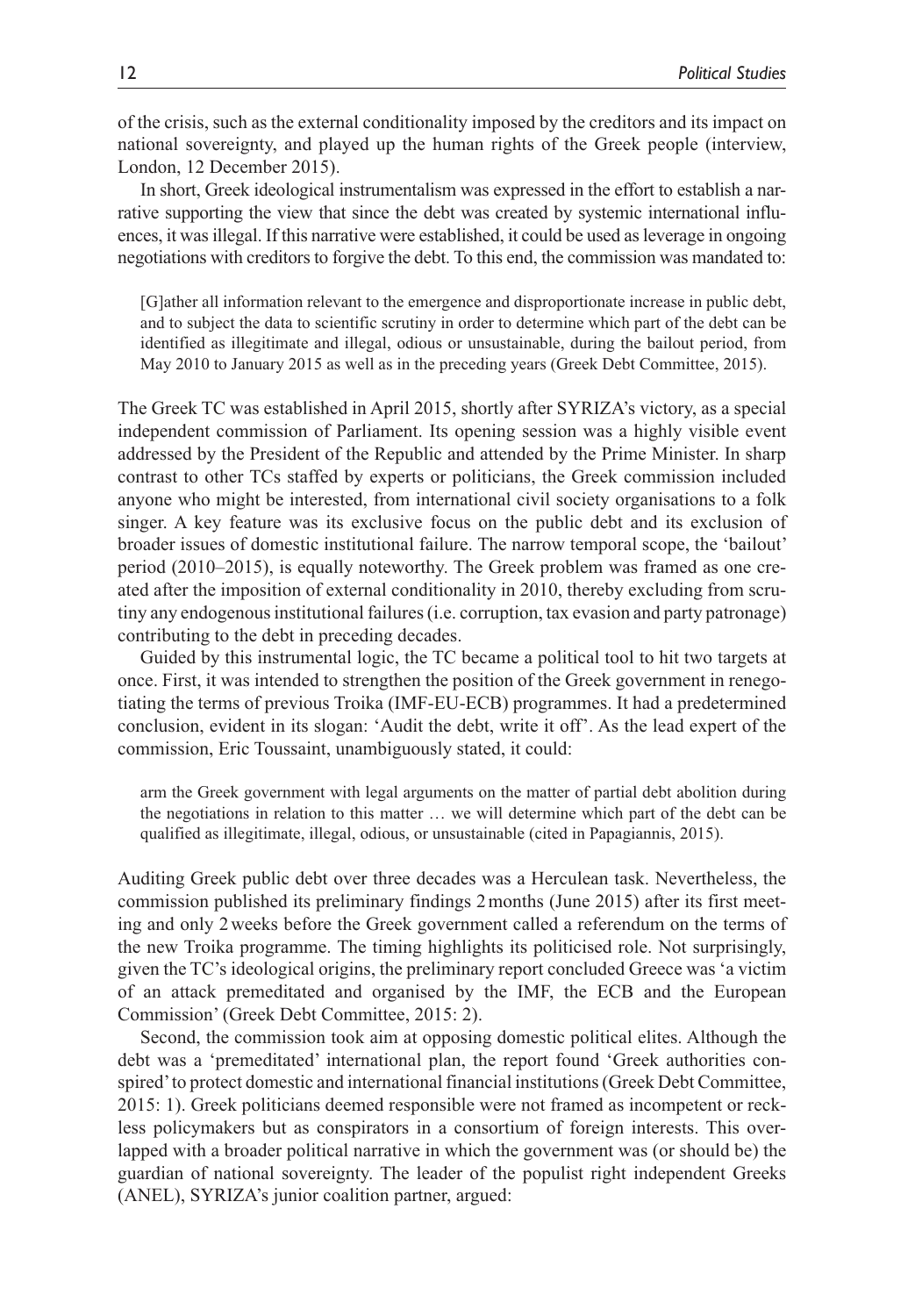of the crisis, such as the external conditionality imposed by the creditors and its impact on national sovereignty, and played up the human rights of the Greek people (interview, London, 12 December 2015).

In short, Greek ideological instrumentalism was expressed in the effort to establish a narrative supporting the view that since the debt was created by systemic international influences, it was illegal. If this narrative were established, it could be used as leverage in ongoing negotiations with creditors to forgive the debt. To this end, the commission was mandated to:

> [G]ather all information relevant to the emergence and disproportionate increase in public debt, and to subject the data to scientific scrutiny in order to determine which part of the debt can be identified as illegitimate and illegal, odious or unsustainable, during the bailout period, from May 2010 to January 2015 as well as in the preceding years (Greek Debt Committee, 2015).

The Greek TC was established in April 2015, shortly after SYRIZA's victory, as a special independent commission of Parliament. Its opening session was a highly visible event addressed by the President of the Republic and attended by the Prime Minister. In sharp contrast to other TCs staffed by experts or politicians, the Greek commission included anyone who might be interested, from international civil society organisations to a folk singer. A key feature was its exclusive focus on the public debt and its exclusion of broader issues of domestic institutional failure. The narrow temporal scope, the 'bailout' period (2010–2015), is equally noteworthy. The Greek problem was framed as one created after the imposition of external conditionality in 2010, thereby excluding from scrutiny any endogenous institutional failures (i.e. corruption, tax evasion and party patronage) contributing to the debt in preceding decades.

Guided by this instrumental logic, the TC became a political tool to hit two targets at once. First, it was intended to strengthen the position of the Greek government in renegotiating the terms of previous Troika (IMF-EU-ECB) programmes. It had a predetermined conclusion, evident in its slogan: 'Audit the debt, write it off'. As the lead expert of the commission, Eric Toussaint, unambiguously stated, it could:

> arm the Greek government with legal arguments on the matter of partial debt abolition during the negotiations in relation to this matter … we will determine which part of the debt can be qualified as illegitimate, illegal, odious, or unsustainable (cited in Papagiannis, 2015).

Auditing Greek public debt over three decades was a Herculean task. Nevertheless, the commission published its preliminary findings 2 months (June 2015) after its first meeting and only 2 weeks before the Greek government called a referendum on the terms of the new Troika programme. The timing highlights its politicised role. Not surprisingly, given the TC's ideological origins, the preliminary report concluded Greece was 'a victim of an attack premeditated and organised by the IMF, the ECB and the European Commission' (Greek Debt Committee, 2015: 2).

Second, the commission took aim at opposing domestic political elites. Although the debt was a 'premeditated' international plan, the report found 'Greek authorities conspired' to protect domestic and international financial institutions (Greek Debt Committee, 2015: 1). Greek politicians deemed responsible were not framed as incompetent or reckless policymakers but as conspirators in a consortium of foreign interests. This overlapped with a broader political narrative in which the government was (or should be) the guardian of national sovereignty. The leader of the populist right independent Greeks (ANEL), SYRIZA's junior coalition partner, argued: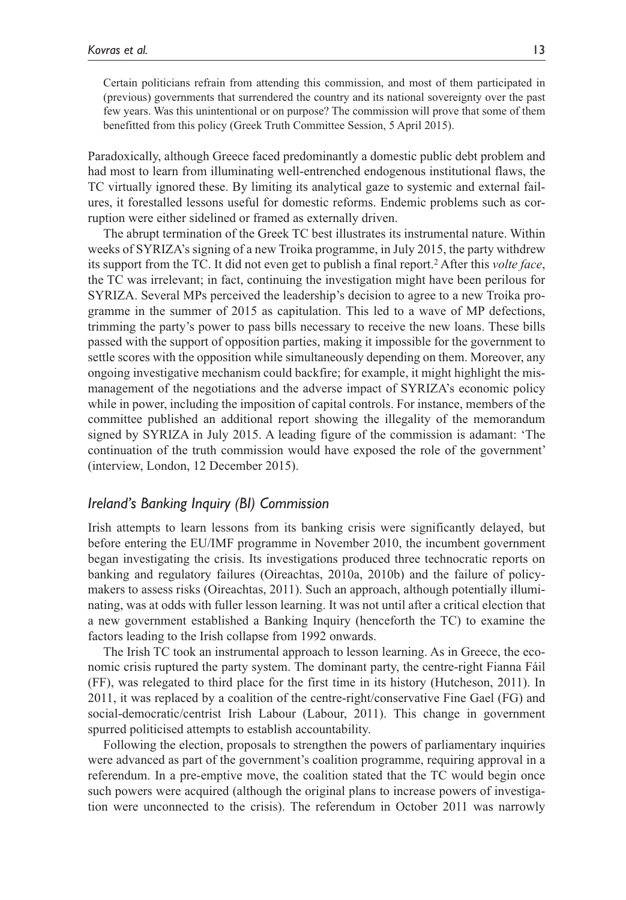> Certain politicians refrain from attending this commission, and most of them participated in (previous) governments that surrendered the country and its national sovereignty over the past few years. Was this unintentional or on purpose? The commission will prove that some of them benefitted from this policy (Greek Truth Committee Session, 5 April 2015).

Paradoxically, although Greece faced predominantly a domestic public debt problem and had most to learn from illuminating well-entrenched endogenous institutional flaws, the TC virtually ignored these. By limiting its analytical gaze to systemic and external failures, it forestalled lessons useful for domestic reforms. Endemic problems such as corruption were either sidelined or framed as externally driven.

The abrupt termination of the Greek TC best illustrates its instrumental nature. Within weeks of SYRIZA's signing of a new Troika programme, in July 2015, the party withdrew its support from the TC. It did not even get to publish a final report.[2] After this *volte face*, the TC was irrelevant; in fact, continuing the investigation might have been perilous for SYRIZA. Several MPs perceived the leadership's decision to agree to a new Troika programme in the summer of 2015 as capitulation. This led to a wave of MP defections, trimming the party's power to pass bills necessary to receive the new loans. These bills passed with the support of opposition parties, making it impossible for the government to settle scores with the opposition while simultaneously depending on them. Moreover, any ongoing investigative mechanism could backfire; for example, it might highlight the mismanagement of the negotiations and the adverse impact of SYRIZA's economic policy while in power, including the imposition of capital controls. For instance, members of the committee published an additional report showing the illegality of the memorandum signed by SYRIZA in July 2015. A leading figure of the commission is adamant: 'The continuation of the truth commission would have exposed the role of the government' (interview, London, 12 December 2015).

### *Ireland's Banking Inquiry (BI) Commission*

Irish attempts to learn lessons from its banking crisis were significantly delayed, but before entering the EU/IMF programme in November 2010, the incumbent government began investigating the crisis. Its investigations produced three technocratic reports on banking and regulatory failures (Oireachtas, 2010a, 2010b) and the failure of policymakers to assess risks (Oireachtas, 2011). Such an approach, although potentially illuminating, was at odds with fuller lesson learning. It was not until after a critical election that a new government established a Banking Inquiry (henceforth the TC) to examine the factors leading to the Irish collapse from 1992 onwards.

The Irish TC took an instrumental approach to lesson learning. As in Greece, the economic crisis ruptured the party system. The dominant party, the centre-right Fianna Fáil (FF), was relegated to third place for the first time in its history (Hutcheson, 2011). In 2011, it was replaced by a coalition of the centre-right/conservative Fine Gael (FG) and social-democratic/centrist Irish Labour (Labour, 2011). This change in government spurred politicised attempts to establish accountability.

Following the election, proposals to strengthen the powers of parliamentary inquiries were advanced as part of the government's coalition programme, requiring approval in a referendum. In a pre-emptive move, the coalition stated that the TC would begin once such powers were acquired (although the original plans to increase powers of investigation were unconnected to the crisis). The referendum in October 2011 was narrowly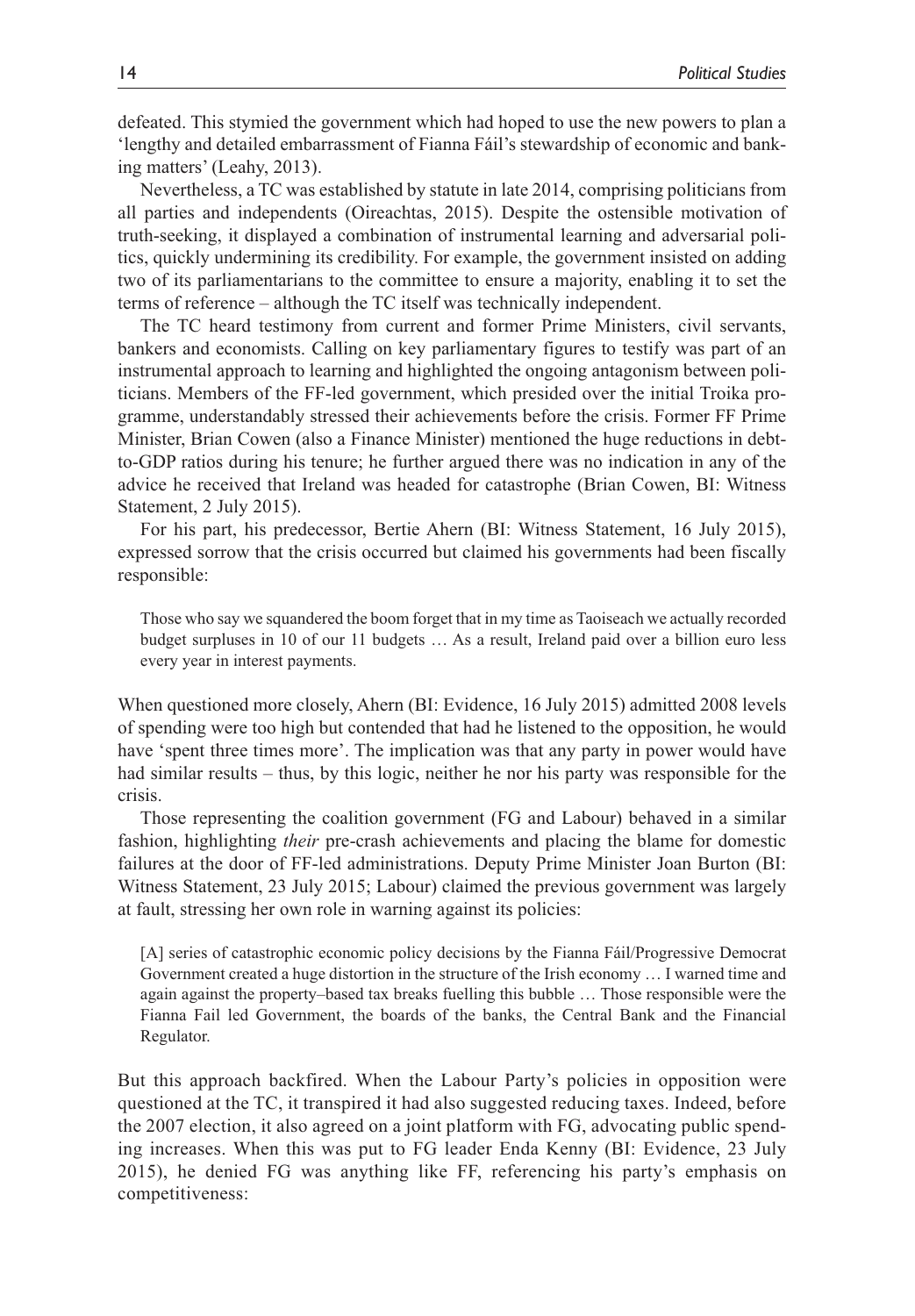defeated. This stymied the government which had hoped to use the new powers to plan a 'lengthy and detailed embarrassment of Fianna Fáil's stewardship of economic and banking matters' (Leahy, 2013).

Nevertheless, a TC was established by statute in late 2014, comprising politicians from all parties and independents (Oireachtas, 2015). Despite the ostensible motivation of truth-seeking, it displayed a combination of instrumental learning and adversarial politics, quickly undermining its credibility. For example, the government insisted on adding two of its parliamentarians to the committee to ensure a majority, enabling it to set the terms of reference – although the TC itself was technically independent.

The TC heard testimony from current and former Prime Ministers, civil servants, bankers and economists. Calling on key parliamentary figures to testify was part of an instrumental approach to learning and highlighted the ongoing antagonism between politicians. Members of the FF-led government, which presided over the initial Troika programme, understandably stressed their achievements before the crisis. Former FF Prime Minister, Brian Cowen (also a Finance Minister) mentioned the huge reductions in debt-to-GDP ratios during his tenure; he further argued there was no indication in any of the advice he received that Ireland was headed for catastrophe (Brian Cowen, BI: Witness Statement, 2 July 2015).

For his part, his predecessor, Bertie Ahern (BI: Witness Statement, 16 July 2015), expressed sorrow that the crisis occurred but claimed his governments had been fiscally responsible:

> Those who say we squandered the boom forget that in my time as Taoiseach we actually recorded budget surpluses in 10 of our 11 budgets … As a result, Ireland paid over a billion euro less every year in interest payments.

When questioned more closely, Ahern (BI: Evidence, 16 July 2015) admitted 2008 levels of spending were too high but contended that had he listened to the opposition, he would have 'spent three times more'. The implication was that any party in power would have had similar results – thus, by this logic, neither he nor his party was responsible for the crisis.

Those representing the coalition government (FG and Labour) behaved in a similar fashion, highlighting *their* pre-crash achievements and placing the blame for domestic failures at the door of FF-led administrations. Deputy Prime Minister Joan Burton (BI: Witness Statement, 23 July 2015; Labour) claimed the previous government was largely at fault, stressing her own role in warning against its policies:

> [A] series of catastrophic economic policy decisions by the Fianna Fáil/Progressive Democrat Government created a huge distortion in the structure of the Irish economy … I warned time and again against the property–based tax breaks fuelling this bubble … Those responsible were the Fianna Fail led Government, the boards of the banks, the Central Bank and the Financial Regulator.

But this approach backfired. When the Labour Party's policies in opposition were questioned at the TC, it transpired it had also suggested reducing taxes. Indeed, before the 2007 election, it also agreed on a joint platform with FG, advocating public spending increases. When this was put to FG leader Enda Kenny (BI: Evidence, 23 July 2015), he denied FG was anything like FF, referencing his party's emphasis on competitiveness: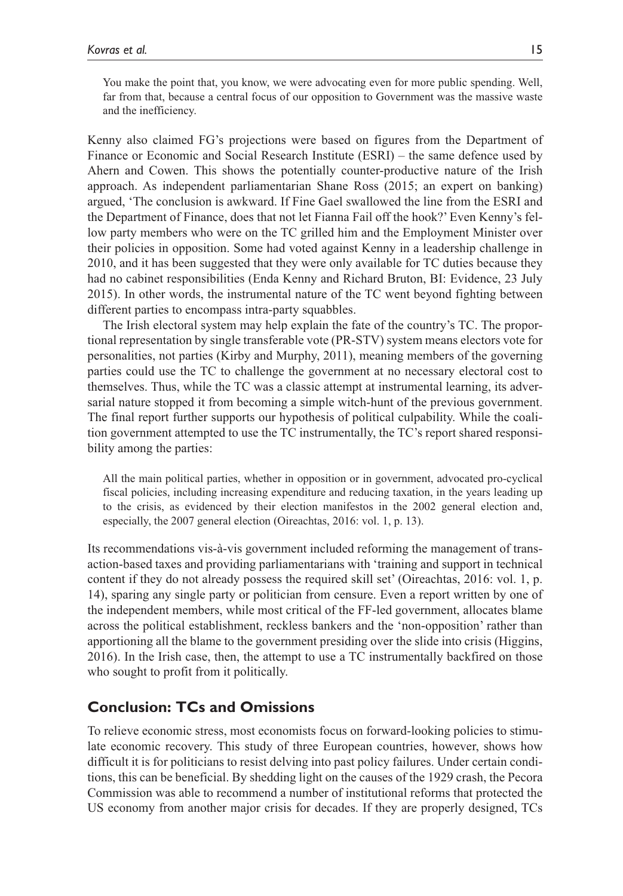> You make the point that, you know, we were advocating even for more public spending. Well, far from that, because a central focus of our opposition to Government was the massive waste and the inefficiency.

Kenny also claimed FG's projections were based on figures from the Department of Finance or Economic and Social Research Institute (ESRI) – the same defence used by Ahern and Cowen. This shows the potentially counter-productive nature of the Irish approach. As independent parliamentarian Shane Ross (2015; an expert on banking) argued, 'The conclusion is awkward. If Fine Gael swallowed the line from the ESRI and the Department of Finance, does that not let Fianna Fail off the hook?' Even Kenny's fellow party members who were on the TC grilled him and the Employment Minister over their policies in opposition. Some had voted against Kenny in a leadership challenge in 2010, and it has been suggested that they were only available for TC duties because they had no cabinet responsibilities (Enda Kenny and Richard Bruton, BI: Evidence, 23 July 2015). In other words, the instrumental nature of the TC went beyond fighting between different parties to encompass intra-party squabbles.

The Irish electoral system may help explain the fate of the country's TC. The proportional representation by single transferable vote (PR-STV) system means electors vote for personalities, not parties (Kirby and Murphy, 2011), meaning members of the governing parties could use the TC to challenge the government at no necessary electoral cost to themselves. Thus, while the TC was a classic attempt at instrumental learning, its adversarial nature stopped it from becoming a simple witch-hunt of the previous government. The final report further supports our hypothesis of political culpability. While the coalition government attempted to use the TC instrumentally, the TC's report shared responsibility among the parties:

> All the main political parties, whether in opposition or in government, advocated pro-cyclical fiscal policies, including increasing expenditure and reducing taxation, in the years leading up to the crisis, as evidenced by their election manifestos in the 2002 general election and, especially, the 2007 general election (Oireachtas, 2016: vol. 1, p. 13).

Its recommendations vis-à-vis government included reforming the management of transaction-based taxes and providing parliamentarians with 'training and support in technical content if they do not already possess the required skill set' (Oireachtas, 2016: vol. 1, p. 14), sparing any single party or politician from censure. Even a report written by one of the independent members, while most critical of the FF-led government, allocates blame across the political establishment, reckless bankers and the 'non-opposition' rather than apportioning all the blame to the government presiding over the slide into crisis (Higgins, 2016). In the Irish case, then, the attempt to use a TC instrumentally backfired on those who sought to profit from it politically.

## Conclusion: TCs and Omissions

To relieve economic stress, most economists focus on forward-looking policies to stimulate economic recovery. This study of three European countries, however, shows how difficult it is for politicians to resist delving into past policy failures. Under certain conditions, this can be beneficial. By shedding light on the causes of the 1929 crash, the Pecora Commission was able to recommend a number of institutional reforms that protected the US economy from another major crisis for decades. If they are properly designed, TCs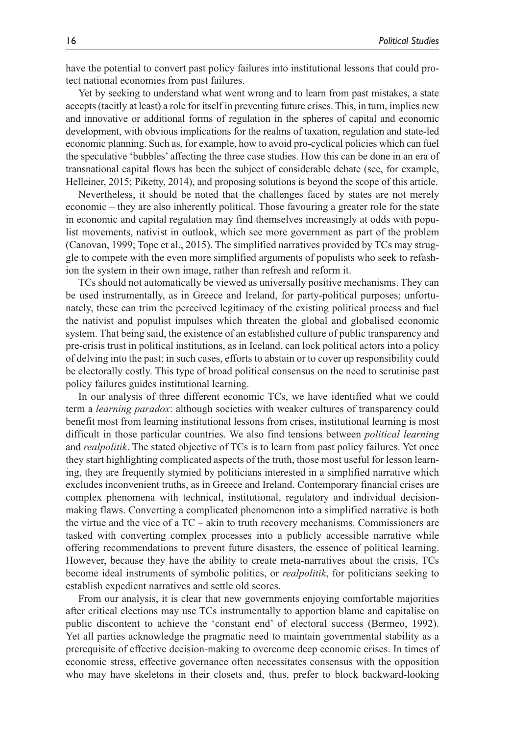have the potential to convert past policy failures into institutional lessons that could protect national economies from past failures.

Yet by seeking to understand what went wrong and to learn from past mistakes, a state accepts (tacitly at least) a role for itself in preventing future crises. This, in turn, implies new and innovative or additional forms of regulation in the spheres of capital and economic development, with obvious implications for the realms of taxation, regulation and state-led economic planning. Such as, for example, how to avoid pro-cyclical policies which can fuel the speculative 'bubbles' affecting the three case studies. How this can be done in an era of transnational capital flows has been the subject of considerable debate (see, for example, Helleiner, 2015; Piketty, 2014), and proposing solutions is beyond the scope of this article.

Nevertheless, it should be noted that the challenges faced by states are not merely economic – they are also inherently political. Those favouring a greater role for the state in economic and capital regulation may find themselves increasingly at odds with populist movements, nativist in outlook, which see more government as part of the problem (Canovan, 1999; Tope et al., 2015). The simplified narratives provided by TCs may struggle to compete with the even more simplified arguments of populists who seek to refashion the system in their own image, rather than refresh and reform it.

TCs should not automatically be viewed as universally positive mechanisms. They can be used instrumentally, as in Greece and Ireland, for party-political purposes; unfortunately, these can trim the perceived legitimacy of the existing political process and fuel the nativist and populist impulses which threaten the global and globalised economic system. That being said, the existence of an established culture of public transparency and pre-crisis trust in political institutions, as in Iceland, can lock political actors into a policy of delving into the past; in such cases, efforts to abstain or to cover up responsibility could be electorally costly. This type of broad political consensus on the need to scrutinise past policy failures guides institutional learning.

In our analysis of three different economic TCs, we have identified what we could term a *learning paradox*: although societies with weaker cultures of transparency could benefit most from learning institutional lessons from crises, institutional learning is most difficult in those particular countries. We also find tensions between *political learning* and *realpolitik*. The stated objective of TCs is to learn from past policy failures. Yet once they start highlighting complicated aspects of the truth, those most useful for lesson learning, they are frequently stymied by politicians interested in a simplified narrative which excludes inconvenient truths, as in Greece and Ireland. Contemporary financial crises are complex phenomena with technical, institutional, regulatory and individual decision-making flaws. Converting a complicated phenomenon into a simplified narrative is both the virtue and the vice of a TC – akin to truth recovery mechanisms. Commissioners are tasked with converting complex processes into a publicly accessible narrative while offering recommendations to prevent future disasters, the essence of political learning. However, because they have the ability to create meta-narratives about the crisis, TCs become ideal instruments of symbolic politics, or *realpolitik*, for politicians seeking to establish expedient narratives and settle old scores.

From our analysis, it is clear that new governments enjoying comfortable majorities after critical elections may use TCs instrumentally to apportion blame and capitalise on public discontent to achieve the 'constant end' of electoral success (Bermeo, 1992). Yet all parties acknowledge the pragmatic need to maintain governmental stability as a prerequisite of effective decision-making to overcome deep economic crises. In times of economic stress, effective governance often necessitates consensus with the opposition who may have skeletons in their closets and, thus, prefer to block backward-looking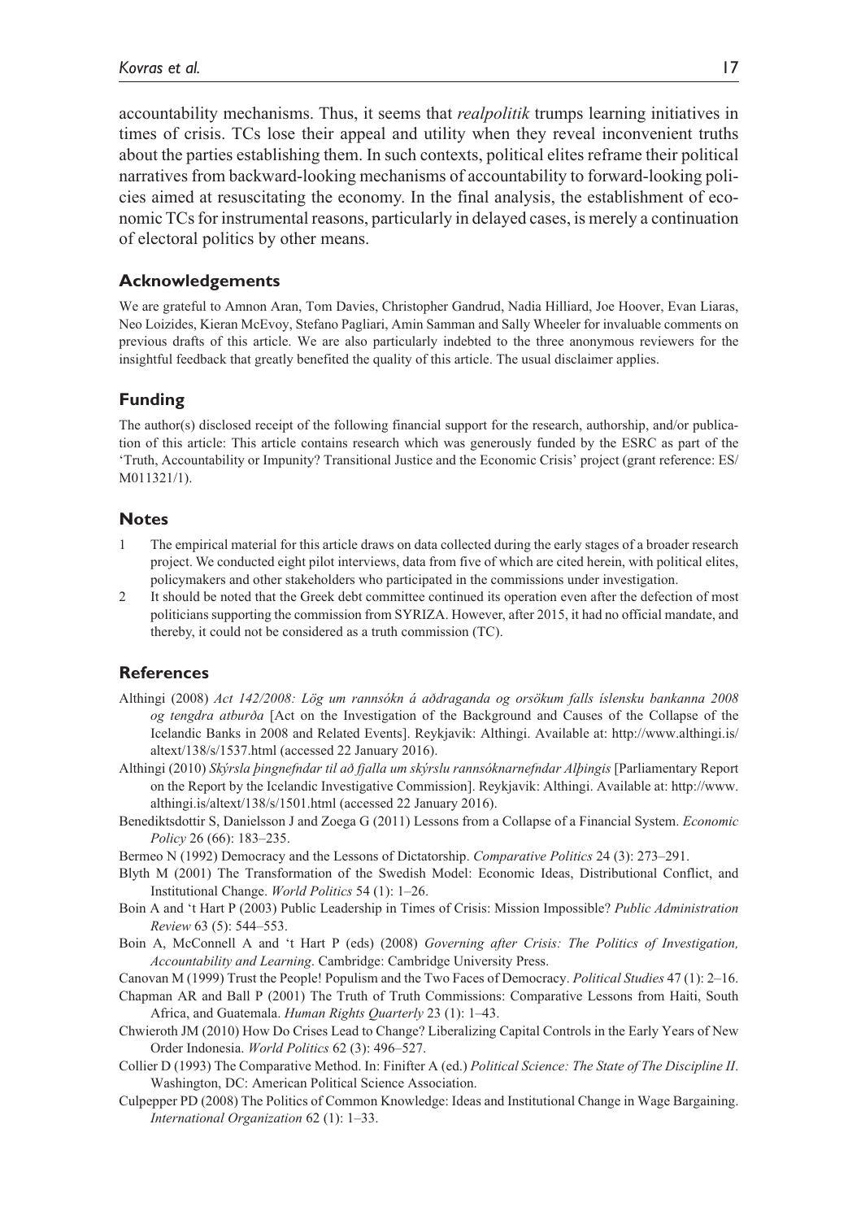accountability mechanisms. Thus, it seems that *realpolitik* trumps learning initiatives in times of crisis. TCs lose their appeal and utility when they reveal inconvenient truths about the parties establishing them. In such contexts, political elites reframe their political narratives from backward-looking mechanisms of accountability to forward-looking policies aimed at resuscitating the economy. In the final analysis, the establishment of economic TCs for instrumental reasons, particularly in delayed cases, is merely a continuation of electoral politics by other means.

## Acknowledgements

We are grateful to Amnon Aran, Tom Davies, Christopher Gandrud, Nadia Hilliard, Joe Hoover, Evan Liaras, Neo Loizides, Kieran McEvoy, Stefano Pagliari, Amin Samman and Sally Wheeler for invaluable comments on previous drafts of this article. We are also particularly indebted to the three anonymous reviewers for the insightful feedback that greatly benefited the quality of this article. The usual disclaimer applies.

## Funding

The author(s) disclosed receipt of the following financial support for the research, authorship, and/or publication of this article: This article contains research which was generously funded by the ESRC as part of the 'Truth, Accountability or Impunity? Transitional Justice and the Economic Crisis' project (grant reference: ES/M011321/1).

## Notes

1. The empirical material for this article draws on data collected during the early stages of a broader research project. We conducted eight pilot interviews, data from five of which are cited herein, with political elites, policymakers and other stakeholders who participated in the commissions under investigation.
2. It should be noted that the Greek debt committee continued its operation even after the defection of most politicians supporting the commission from SYRIZA. However, after 2015, it had no official mandate, and thereby, it could not be considered as a truth commission (TC).

## References

Althingi (2008) *Act 142/2008: Lög um rannsókn á aðdraganda og orsökum falls íslensku bankanna 2008 og tengdra atburða* [Act on the Investigation of the Background and Causes of the Collapse of the Icelandic Banks in 2008 and Related Events]. Reykjavik: Althingi. Available at: http://www.althingi.is/altext/138/s/1537.html (accessed 22 January 2016).

Althingi (2010) *Skýrsla þingnefndar til að fjalla um skýrslu rannsóknarnefndar Alþingis* [Parliamentary Report on the Report by the Icelandic Investigative Commission]. Reykjavik: Althingi. Available at: http://www.althingi.is/altext/138/s/1501.html (accessed 22 January 2016).

Benediktsdottir S, Danielsson J and Zoega G (2011) Lessons from a Collapse of a Financial System. *Economic Policy* 26 (66): 183–235.

Bermeo N (1992) Democracy and the Lessons of Dictatorship. *Comparative Politics* 24 (3): 273–291.

Blyth M (2001) The Transformation of the Swedish Model: Economic Ideas, Distributional Conflict, and Institutional Change. *World Politics* 54 (1): 1–26.

Boin A and 't Hart P (2003) Public Leadership in Times of Crisis: Mission Impossible? *Public Administration Review* 63 (5): 544–553.

Boin A, McConnell A and 't Hart P (eds) (2008) *Governing after Crisis: The Politics of Investigation, Accountability and Learning*. Cambridge: Cambridge University Press.

Canovan M (1999) Trust the People! Populism and the Two Faces of Democracy. *Political Studies* 47 (1): 2–16.

Chapman AR and Ball P (2001) The Truth of Truth Commissions: Comparative Lessons from Haiti, South Africa, and Guatemala. *Human Rights Quarterly* 23 (1): 1–43.

Chwieroth JM (2010) How Do Crises Lead to Change? Liberalizing Capital Controls in the Early Years of New Order Indonesia. *World Politics* 62 (3): 496–527.

Collier D (1993) The Comparative Method. In: Finifter A (ed.) *Political Science: The State of The Discipline II*. Washington, DC: American Political Science Association.

Culpepper PD (2008) The Politics of Common Knowledge: Ideas and Institutional Change in Wage Bargaining. *International Organization* 62 (1): 1–33.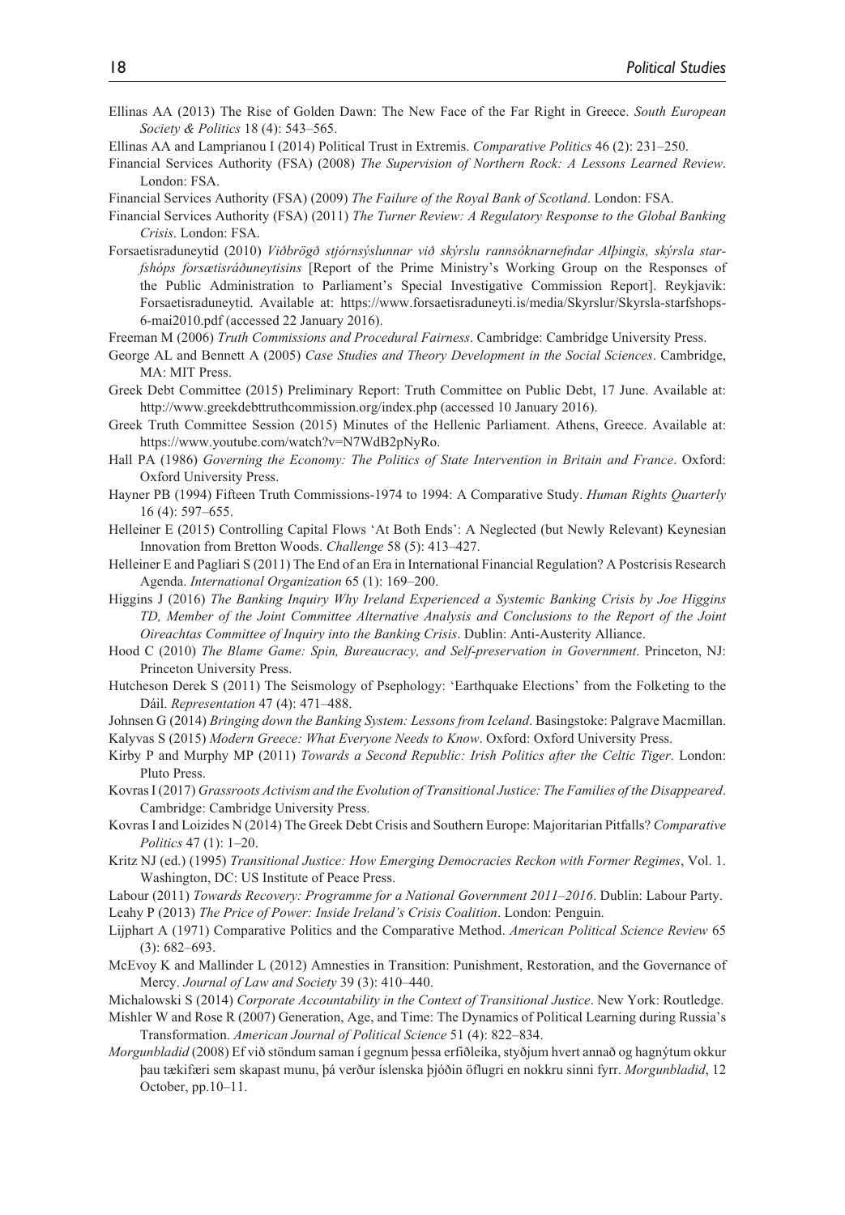Ellinas AA (2013) The Rise of Golden Dawn: The New Face of the Far Right in Greece. *South European Society & Politics* 18 (4): 543–565.

Ellinas AA and Lamprianou I (2014) Political Trust in Extremis. *Comparative Politics* 46 (2): 231–250.

Financial Services Authority (FSA) (2008) *The Supervision of Northern Rock: A Lessons Learned Review*. London: FSA.

Financial Services Authority (FSA) (2009) *The Failure of the Royal Bank of Scotland*. London: FSA.

Financial Services Authority (FSA) (2011) *The Turner Review: A Regulatory Response to the Global Banking Crisis*. London: FSA.

Forsaetisraduneytid (2010) *Viðbrögð stjórnsýslunnar við skýrslu rannsóknarnefndar Alþingis, skýrsla starfshóps forsætisráðuneytisins* [Report of the Prime Ministry's Working Group on the Responses of the Public Administration to Parliament's Special Investigative Commission Report]. Reykjavik: Forsaetisraduneytid. Available at: https://www.forsaetisraduneyti.is/media/Skyrslur/Skyrsla-starfshops-6-mai2010.pdf (accessed 22 January 2016).

Freeman M (2006) *Truth Commissions and Procedural Fairness*. Cambridge: Cambridge University Press.

George AL and Bennett A (2005) *Case Studies and Theory Development in the Social Sciences*. Cambridge, MA: MIT Press.

Greek Debt Committee (2015) Preliminary Report: Truth Committee on Public Debt, 17 June. Available at: http://www.greekdebttruthcommission.org/index.php (accessed 10 January 2016).

Greek Truth Committee Session (2015) Minutes of the Hellenic Parliament. Athens, Greece. Available at: https://www.youtube.com/watch?v=N7WdB2pNyRo.

Hall PA (1986) *Governing the Economy: The Politics of State Intervention in Britain and France*. Oxford: Oxford University Press.

Hayner PB (1994) Fifteen Truth Commissions-1974 to 1994: A Comparative Study. *Human Rights Quarterly* 16 (4): 597–655.

Helleiner E (2015) Controlling Capital Flows 'At Both Ends': A Neglected (but Newly Relevant) Keynesian Innovation from Bretton Woods. *Challenge* 58 (5): 413–427.

Helleiner E and Pagliari S (2011) The End of an Era in International Financial Regulation? A Postcrisis Research Agenda. *International Organization* 65 (1): 169–200.

Higgins J (2016) *The Banking Inquiry Why Ireland Experienced a Systemic Banking Crisis by Joe Higgins TD, Member of the Joint Committee Alternative Analysis and Conclusions to the Report of the Joint Oireachtas Committee of Inquiry into the Banking Crisis*. Dublin: Anti-Austerity Alliance.

Hood C (2010) *The Blame Game: Spin, Bureaucracy, and Self-preservation in Government*. Princeton, NJ: Princeton University Press.

Hutcheson Derek S (2011) The Seismology of Psephology: 'Earthquake Elections' from the Folketing to the Dáil. *Representation* 47 (4): 471–488.

Johnsen G (2014) *Bringing down the Banking System: Lessons from Iceland*. Basingstoke: Palgrave Macmillan.

Kalyvas S (2015) *Modern Greece: What Everyone Needs to Know*. Oxford: Oxford University Press.

Kirby P and Murphy MP (2011) *Towards a Second Republic: Irish Politics after the Celtic Tiger*. London: Pluto Press.

Kovras I (2017) *Grassroots Activism and the Evolution of Transitional Justice: The Families of the Disappeared*. Cambridge: Cambridge University Press.

Kovras I and Loizides N (2014) The Greek Debt Crisis and Southern Europe: Majoritarian Pitfalls? *Comparative Politics* 47 (1): 1–20.

Kritz NJ (ed.) (1995) *Transitional Justice: How Emerging Democracies Reckon with Former Regimes*, Vol. 1. Washington, DC: US Institute of Peace Press.

Labour (2011) *Towards Recovery: Programme for a National Government 2011–2016*. Dublin: Labour Party.

Leahy P (2013) *The Price of Power: Inside Ireland's Crisis Coalition*. London: Penguin.

Lijphart A (1971) Comparative Politics and the Comparative Method. *American Political Science Review* 65 (3): 682–693.

McEvoy K and Mallinder L (2012) Amnesties in Transition: Punishment, Restoration, and the Governance of Mercy. *Journal of Law and Society* 39 (3): 410–440.

Michalowski S (2014) *Corporate Accountability in the Context of Transitional Justice*. New York: Routledge.

Mishler W and Rose R (2007) Generation, Age, and Time: The Dynamics of Political Learning during Russia's Transformation. *American Journal of Political Science* 51 (4): 822–834.

*Morgunbladid* (2008) Ef við stöndum saman í gegnum þessa erfiðleika, styðjum hvert annað og hagnýtum okkur þau tækifæri sem skapast munu, þá verður íslenska þjóðin öflugri en nokkru sinni fyrr. *Morgunbladid*, 12 October, pp.10–11.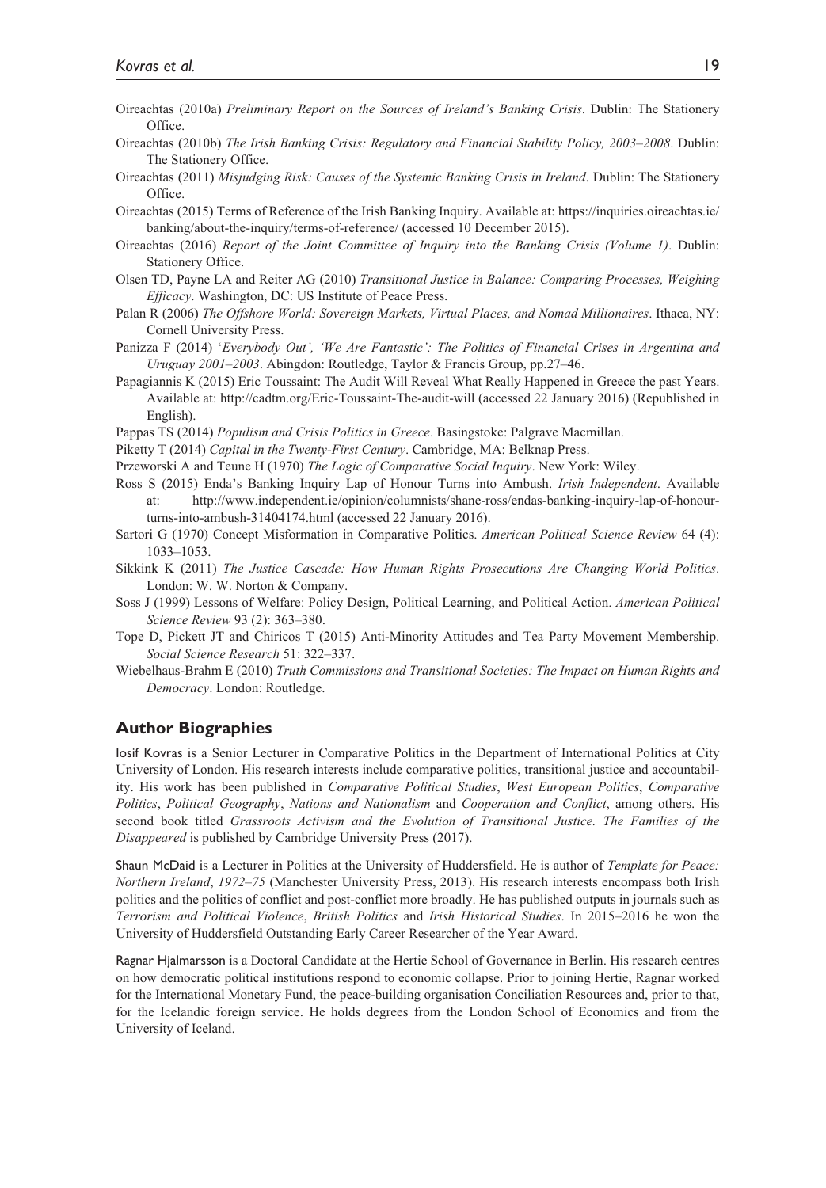Oireachtas (2010a) *Preliminary Report on the Sources of Ireland's Banking Crisis*. Dublin: The Stationery Office.

Oireachtas (2010b) *The Irish Banking Crisis: Regulatory and Financial Stability Policy, 2003–2008*. Dublin: The Stationery Office.

Oireachtas (2011) *Misjudging Risk: Causes of the Systemic Banking Crisis in Ireland*. Dublin: The Stationery Office.

Oireachtas (2015) Terms of Reference of the Irish Banking Inquiry. Available at: https://inquiries.oireachtas.ie/banking/about-the-inquiry/terms-of-reference/ (accessed 10 December 2015).

Oireachtas (2016) *Report of the Joint Committee of Inquiry into the Banking Crisis (Volume 1)*. Dublin: Stationery Office.

Olsen TD, Payne LA and Reiter AG (2010) *Transitional Justice in Balance: Comparing Processes, Weighing Efficacy*. Washington, DC: US Institute of Peace Press.

Palan R (2006) *The Offshore World: Sovereign Markets, Virtual Places, and Nomad Millionaires*. Ithaca, NY: Cornell University Press.

Panizza F (2014) '*Everybody Out', 'We Are Fantastic': The Politics of Financial Crises in Argentina and Uruguay 2001–2003*. Abingdon: Routledge, Taylor & Francis Group, pp.27–46.

Papagiannis K (2015) Eric Toussaint: The Audit Will Reveal What Really Happened in Greece the past Years. Available at: http://cadtm.org/Eric-Toussaint-The-audit-will (accessed 22 January 2016) (Republished in English).

Pappas TS (2014) *Populism and Crisis Politics in Greece*. Basingstoke: Palgrave Macmillan.

Piketty T (2014) *Capital in the Twenty-First Century*. Cambridge, MA: Belknap Press.

Przeworski A and Teune H (1970) *The Logic of Comparative Social Inquiry*. New York: Wiley.

Ross S (2015) Enda's Banking Inquiry Lap of Honour Turns into Ambush. *Irish Independent*. Available at: http://www.independent.ie/opinion/columnists/shane-ross/endas-banking-inquiry-lap-of-honour-turns-into-ambush-31404174.html (accessed 22 January 2016).

Sartori G (1970) Concept Misformation in Comparative Politics. *American Political Science Review* 64 (4): 1033–1053.

Sikkink K (2011) *The Justice Cascade: How Human Rights Prosecutions Are Changing World Politics*. London: W. W. Norton & Company.

Soss J (1999) Lessons of Welfare: Policy Design, Political Learning, and Political Action. *American Political Science Review* 93 (2): 363–380.

Tope D, Pickett JT and Chiricos T (2015) Anti-Minority Attitudes and Tea Party Movement Membership. *Social Science Research* 51: 322–337.

Wiebelhaus-Brahm E (2010) *Truth Commissions and Transitional Societies: The Impact on Human Rights and Democracy*. London: Routledge.

## Author Biographies

Iosif Kovras is a Senior Lecturer in Comparative Politics in the Department of International Politics at City University of London. His research interests include comparative politics, transitional justice and accountability. His work has been published in *Comparative Political Studies*, *West European Politics*, *Comparative Politics*, *Political Geography*, *Nations and Nationalism* and *Cooperation and Conflict*, among others. His second book titled *Grassroots Activism and the Evolution of Transitional Justice. The Families of the Disappeared* is published by Cambridge University Press (2017).

Shaun McDaid is a Lecturer in Politics at the University of Huddersfield. He is author of *Template for Peace: Northern Ireland, 1972–75* (Manchester University Press, 2013). His research interests encompass both Irish politics and the politics of conflict and post-conflict more broadly. He has published outputs in journals such as *Terrorism and Political Violence*, *British Politics* and *Irish Historical Studies*. In 2015–2016 he won the University of Huddersfield Outstanding Early Career Researcher of the Year Award.

Ragnar Hjalmarsson is a Doctoral Candidate at the Hertie School of Governance in Berlin. His research centres on how democratic political institutions respond to economic collapse. Prior to joining Hertie, Ragnar worked for the International Monetary Fund, the peace-building organisation Conciliation Resources and, prior to that, for the Icelandic foreign service. He holds degrees from the London School of Economics and from the University of Iceland.